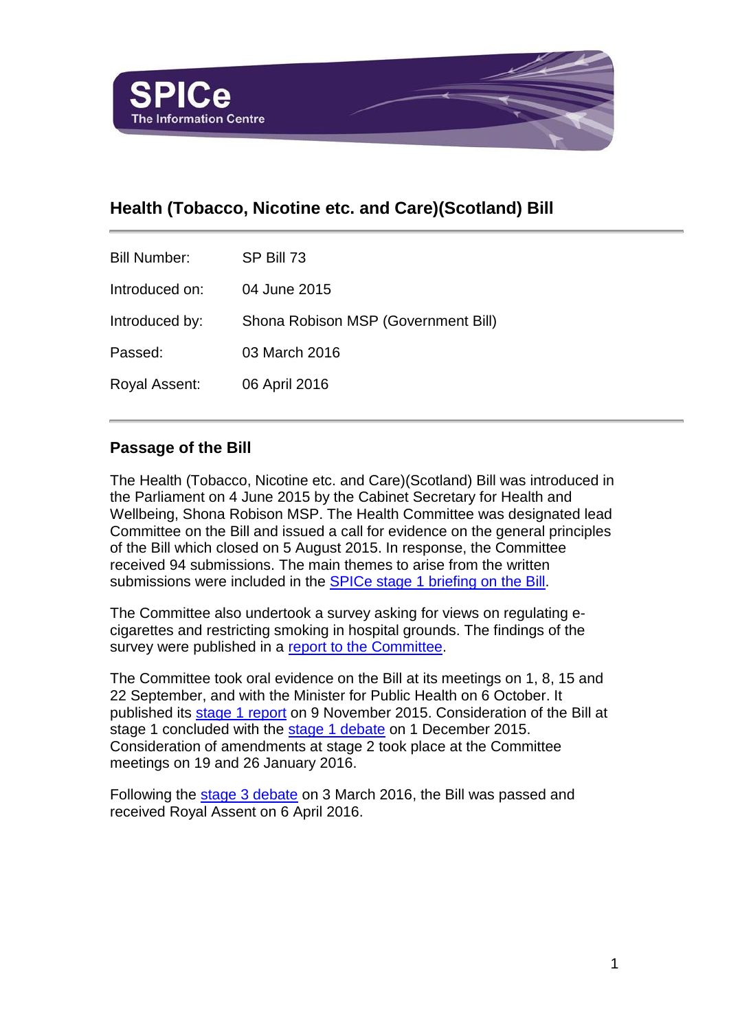SPICe The Information Centre

# Health (Tobacco, Nicotine etc. and Care)(Scotland) Bill

| | |
|---|---|
| Bill Number: | SP Bill 73 |
| Introduced on: | 04 June 2015 |
| Introduced by: | Shona Robison MSP (Government Bill) |
| Passed: | 03 March 2016 |
| Royal Assent: | 06 April 2016 |

## Passage of the Bill

The Health (Tobacco, Nicotine etc. and Care)(Scotland) Bill was introduced in the Parliament on 4 June 2015 by the Cabinet Secretary for Health and Wellbeing, Shona Robison MSP. The Health Committee was designated lead Committee on the Bill and issued a call for evidence on the general principles of the Bill which closed on 5 August 2015. In response, the Committee received 94 submissions. The main themes to arise from the written submissions were included in the SPICe stage 1 briefing on the Bill.

The Committee also undertook a survey asking for views on regulating e-cigarettes and restricting smoking in hospital grounds. The findings of the survey were published in a report to the Committee.

The Committee took oral evidence on the Bill at its meetings on 1, 8, 15 and 22 September, and with the Minister for Public Health on 6 October. It published its stage 1 report on 9 November 2015. Consideration of the Bill at stage 1 concluded with the stage 1 debate on 1 December 2015. Consideration of amendments at stage 2 took place at the Committee meetings on 19 and 26 January 2016.

Following the stage 3 debate on 3 March 2016, the Bill was passed and received Royal Assent on 6 April 2016.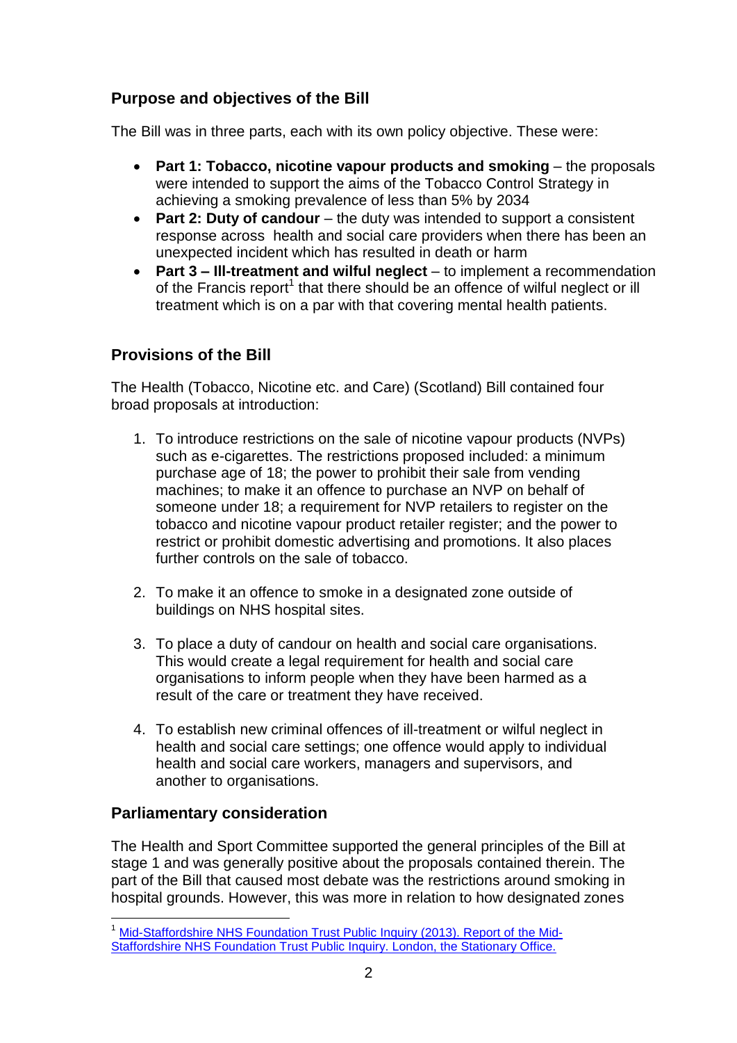## Purpose and objectives of the Bill

The Bill was in three parts, each with its own policy objective. These were:

- **Part 1: Tobacco, nicotine vapour products and smoking** – the proposals were intended to support the aims of the Tobacco Control Strategy in achieving a smoking prevalence of less than 5% by 2034
- **Part 2: Duty of candour** – the duty was intended to support a consistent response across health and social care providers when there has been an unexpected incident which has resulted in death or harm
- **Part 3 – Ill-treatment and wilful neglect** – to implement a recommendation of the Francis report[1] that there should be an offence of wilful neglect or ill treatment which is on a par with that covering mental health patients.

## Provisions of the Bill

The Health (Tobacco, Nicotine etc. and Care) (Scotland) Bill contained four broad proposals at introduction:

1. To introduce restrictions on the sale of nicotine vapour products (NVPs) such as e-cigarettes. The restrictions proposed included: a minimum purchase age of 18; the power to prohibit their sale from vending machines; to make it an offence to purchase an NVP on behalf of someone under 18; a requirement for NVP retailers to register on the tobacco and nicotine vapour product retailer register; and the power to restrict or prohibit domestic advertising and promotions. It also places further controls on the sale of tobacco.

2. To make it an offence to smoke in a designated zone outside of buildings on NHS hospital sites.

3. To place a duty of candour on health and social care organisations. This would create a legal requirement for health and social care organisations to inform people when they have been harmed as a result of the care or treatment they have received.

4. To establish new criminal offences of ill-treatment or wilful neglect in health and social care settings; one offence would apply to individual health and social care workers, managers and supervisors, and another to organisations.

## Parliamentary consideration

The Health and Sport Committee supported the general principles of the Bill at stage 1 and was generally positive about the proposals contained therein. The part of the Bill that caused most debate was the restrictions around smoking in hospital grounds. However, this was more in relation to how designated zones

[1] Mid-Staffordshire NHS Foundation Trust Public Inquiry (2013). Report of the Mid-Staffordshire NHS Foundation Trust Public Inquiry. London, the Stationary Office.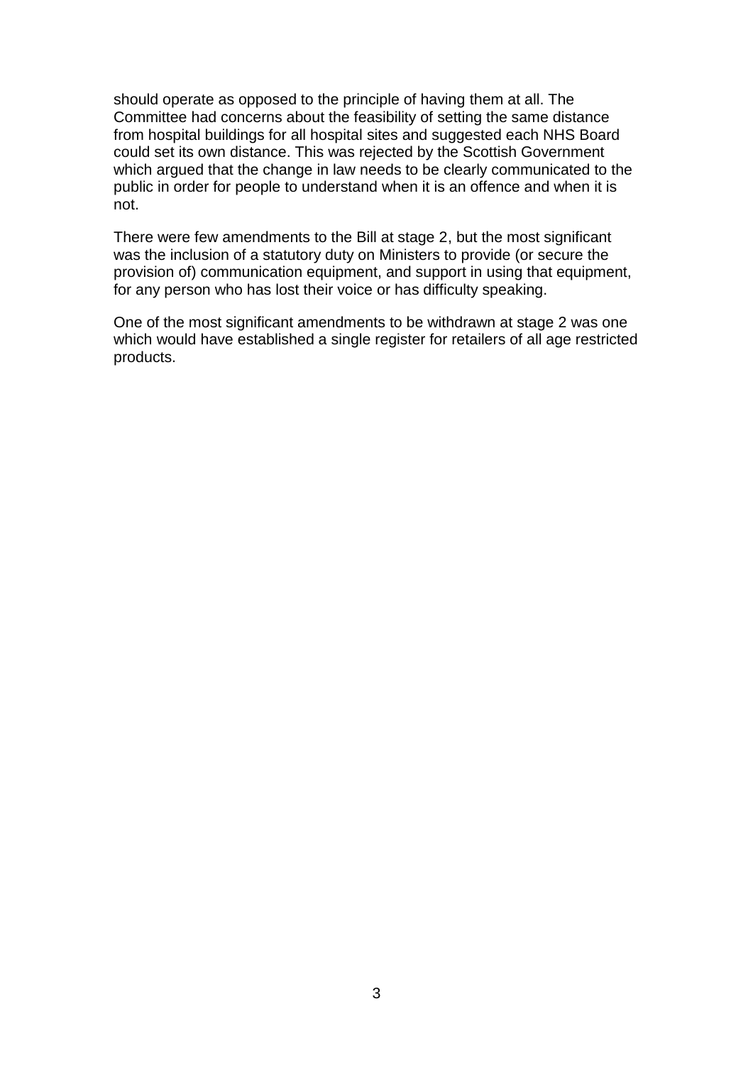should operate as opposed to the principle of having them at all. The Committee had concerns about the feasibility of setting the same distance from hospital buildings for all hospital sites and suggested each NHS Board could set its own distance. This was rejected by the Scottish Government which argued that the change in law needs to be clearly communicated to the public in order for people to understand when it is an offence and when it is not.

There were few amendments to the Bill at stage 2, but the most significant was the inclusion of a statutory duty on Ministers to provide (or secure the provision of) communication equipment, and support in using that equipment, for any person who has lost their voice or has difficulty speaking.

One of the most significant amendments to be withdrawn at stage 2 was one which would have established a single register for retailers of all age restricted products.